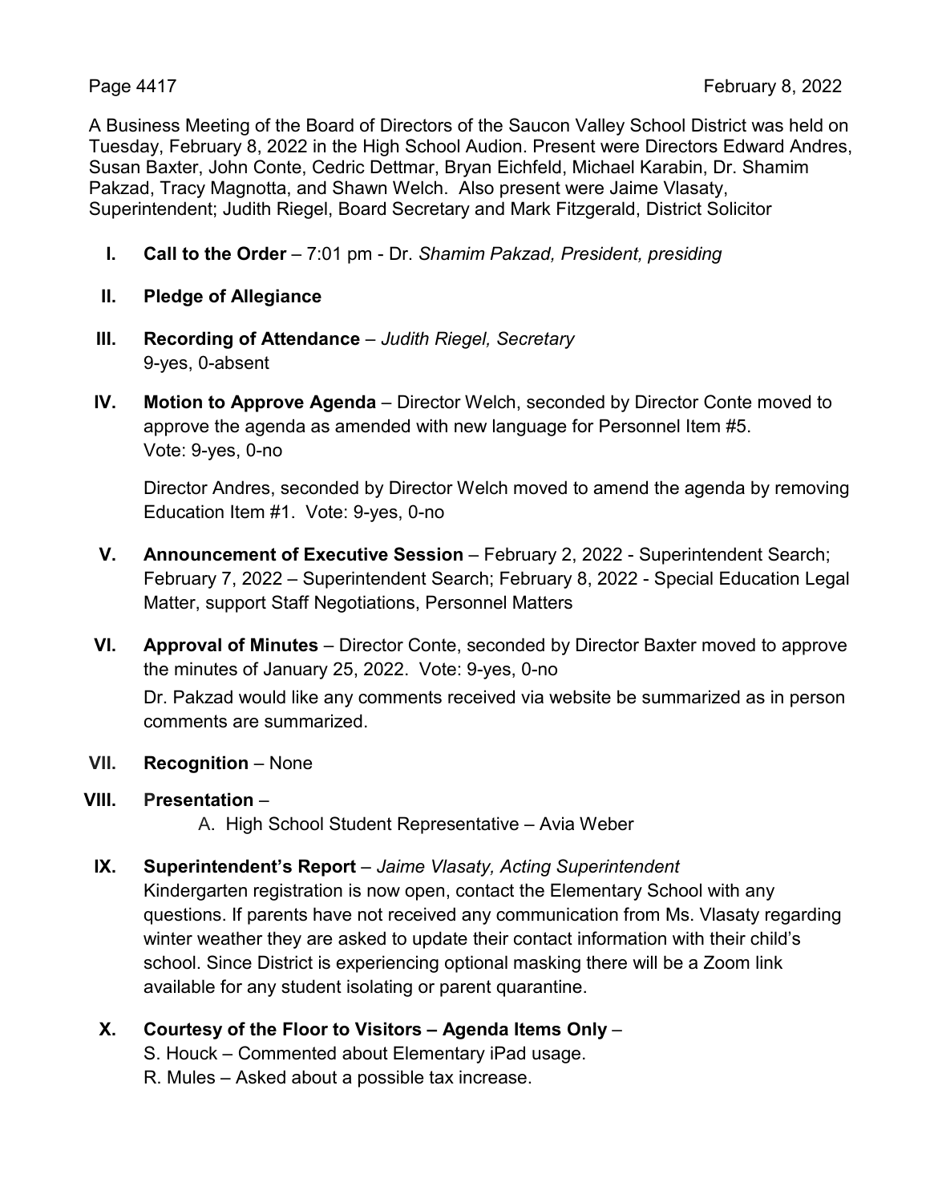A Business Meeting of the Board of Directors of the Saucon Valley School District was held on Tuesday, February 8, 2022 in the High School Audion. Present were Directors Edward Andres, Susan Baxter, John Conte, Cedric Dettmar, Bryan Eichfeld, Michael Karabin, Dr. Shamim Pakzad, Tracy Magnotta, and Shawn Welch. Also present were Jaime Vlasaty, Superintendent; Judith Riegel, Board Secretary and Mark Fitzgerald, District Solicitor

I. **Call to the Order** – 7:01 pm - Dr. *Shamim Pakzad, President, presiding*

II. **Pledge of Allegiance**

III. **Recording of Attendance** – *Judith Riegel, Secretary*
9-yes, 0-absent

IV. **Motion to Approve Agenda** – Director Welch, seconded by Director Conte moved to approve the agenda as amended with new language for Personnel Item #5.
Vote: 9-yes, 0-no

Director Andres, seconded by Director Welch moved to amend the agenda by removing Education Item #1. Vote: 9-yes, 0-no

V. **Announcement of Executive Session** – February 2, 2022 - Superintendent Search; February 7, 2022 – Superintendent Search; February 8, 2022 - Special Education Legal Matter, support Staff Negotiations, Personnel Matters

VI. **Approval of Minutes** – Director Conte, seconded by Director Baxter moved to approve the minutes of January 25, 2022. Vote: 9-yes, 0-no

Dr. Pakzad would like any comments received via website be summarized as in person comments are summarized.

VII. **Recognition** – None

VIII. **Presentation** –

A. High School Student Representative – Avia Weber

IX. **Superintendent's Report** – *Jaime Vlasaty, Acting Superintendent*
Kindergarten registration is now open, contact the Elementary School with any questions. If parents have not received any communication from Ms. Vlasaty regarding winter weather they are asked to update their contact information with their child's school. Since District is experiencing optional masking there will be a Zoom link available for any student isolating or parent quarantine.

X. **Courtesy of the Floor to Visitors – Agenda Items Only** –
S. Houck – Commented about Elementary iPad usage.
R. Mules – Asked about a possible tax increase.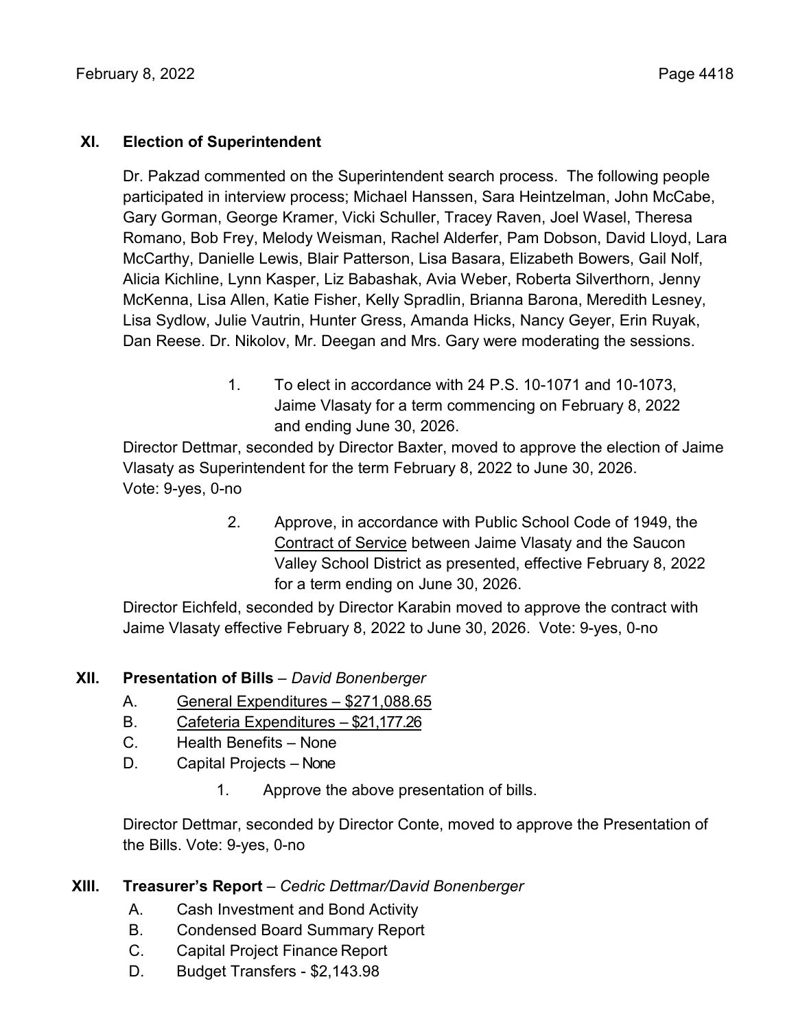## XI. Election of Superintendent

Dr. Pakzad commented on the Superintendent search process. The following people participated in interview process; Michael Hanssen, Sara Heintzelman, John McCabe, Gary Gorman, George Kramer, Vicki Schuller, Tracey Raven, Joel Wasel, Theresa Romano, Bob Frey, Melody Weisman, Rachel Alderfer, Pam Dobson, David Lloyd, Lara McCarthy, Danielle Lewis, Blair Patterson, Lisa Basara, Elizabeth Bowers, Gail Nolf, Alicia Kichline, Lynn Kasper, Liz Babashak, Avia Weber, Roberta Silverthorn, Jenny McKenna, Lisa Allen, Katie Fisher, Kelly Spradlin, Brianna Barona, Meredith Lesney, Lisa Sydlow, Julie Vautrin, Hunter Gress, Amanda Hicks, Nancy Geyer, Erin Ruyak, Dan Reese. Dr. Nikolov, Mr. Deegan and Mrs. Gary were moderating the sessions.

1. To elect in accordance with 24 P.S. 10-1071 and 10-1073, Jaime Vlasaty for a term commencing on February 8, 2022 and ending June 30, 2026.

Director Dettmar, seconded by Director Baxter, moved to approve the election of Jaime Vlasaty as Superintendent for the term February 8, 2022 to June 30, 2026. Vote: 9-yes, 0-no

2. Approve, in accordance with Public School Code of 1949, the Contract of Service between Jaime Vlasaty and the Saucon Valley School District as presented, effective February 8, 2022 for a term ending on June 30, 2026.

Director Eichfeld, seconded by Director Karabin moved to approve the contract with Jaime Vlasaty effective February 8, 2022 to June 30, 2026. Vote: 9-yes, 0-no

## XII. Presentation of Bills – *David Bonenberger*

A. General Expenditures – $271,088.65
B. Cafeteria Expenditures – $21,177.26
C. Health Benefits – None
D. Capital Projects – None

1. Approve the above presentation of bills.

Director Dettmar, seconded by Director Conte, moved to approve the Presentation of the Bills. Vote: 9-yes, 0-no

## XIII. Treasurer's Report – *Cedric Dettmar/David Bonenberger*

A. Cash Investment and Bond Activity
B. Condensed Board Summary Report
C. Capital Project Finance Report
D. Budget Transfers - $2,143.98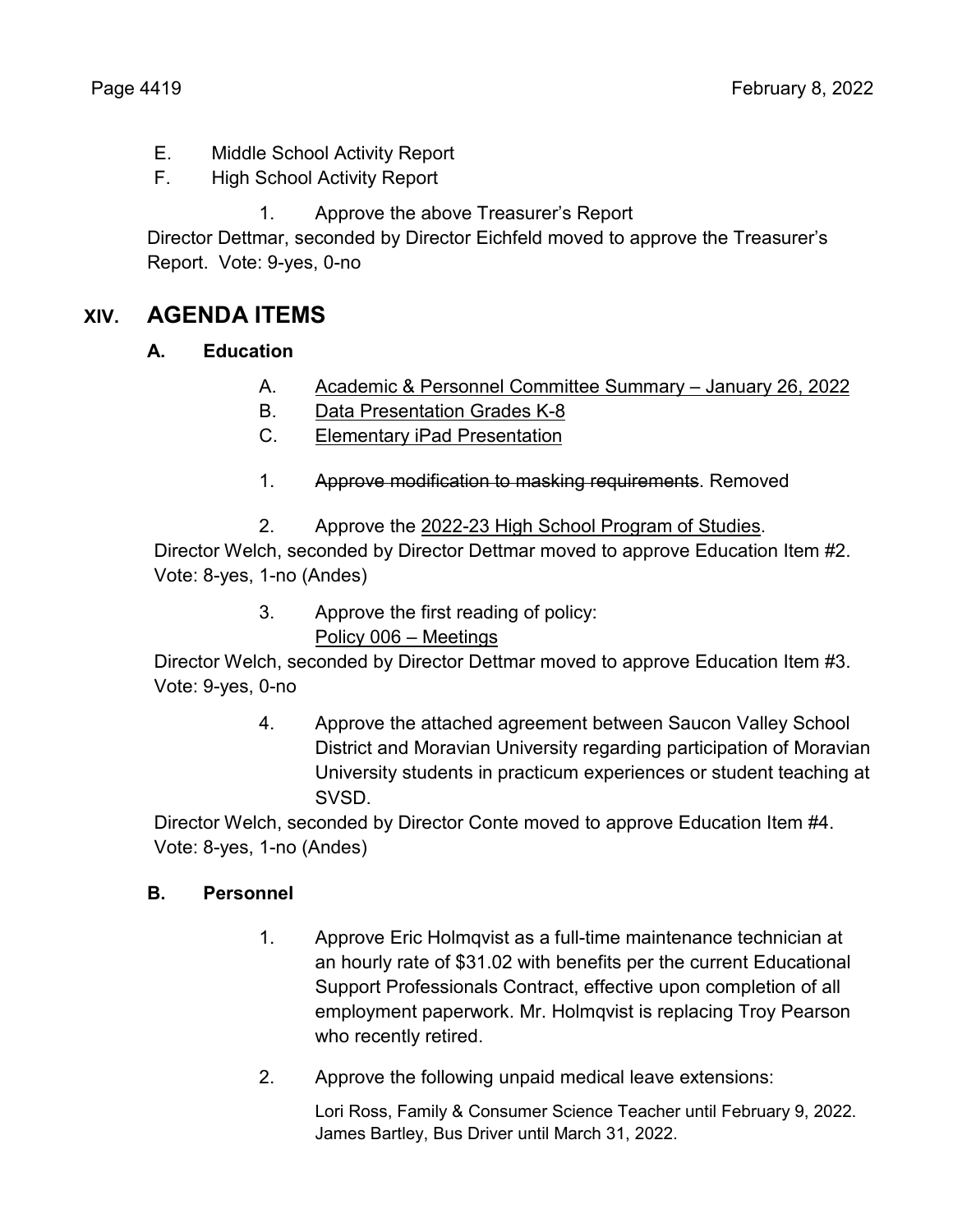E. Middle School Activity Report

F. High School Activity Report

1. Approve the above Treasurer's Report

Director Dettmar, seconded by Director Eichfeld moved to approve the Treasurer's Report. Vote: 9-yes, 0-no

# XIV. AGENDA ITEMS

## A. Education

A. <u>Academic & Personnel Committee Summary – January 26, 2022</u>

B. <u>Data Presentation Grades K-8</u>

C. <u>Elementary iPad Presentation</u>

1. ~~Approve modification to masking requirements~~. Removed

2. Approve the <u>2022-23 High School Program of Studies</u>.

Director Welch, seconded by Director Dettmar moved to approve Education Item #2. Vote: 8-yes, 1-no (Andes)

3. Approve the first reading of policy:
   <u>Policy 006 – Meetings</u>

Director Welch, seconded by Director Dettmar moved to approve Education Item #3. Vote: 9-yes, 0-no

4. Approve the attached agreement between Saucon Valley School District and Moravian University regarding participation of Moravian University students in practicum experiences or student teaching at SVSD.

Director Welch, seconded by Director Conte moved to approve Education Item #4. Vote: 8-yes, 1-no (Andes)

## B. Personnel

1. Approve Eric Holmqvist as a full-time maintenance technician at an hourly rate of $31.02 with benefits per the current Educational Support Professionals Contract, effective upon completion of all employment paperwork. Mr. Holmqvist is replacing Troy Pearson who recently retired.

2. Approve the following unpaid medical leave extensions:

   Lori Ross, Family & Consumer Science Teacher until February 9, 2022.
   James Bartley, Bus Driver until March 31, 2022.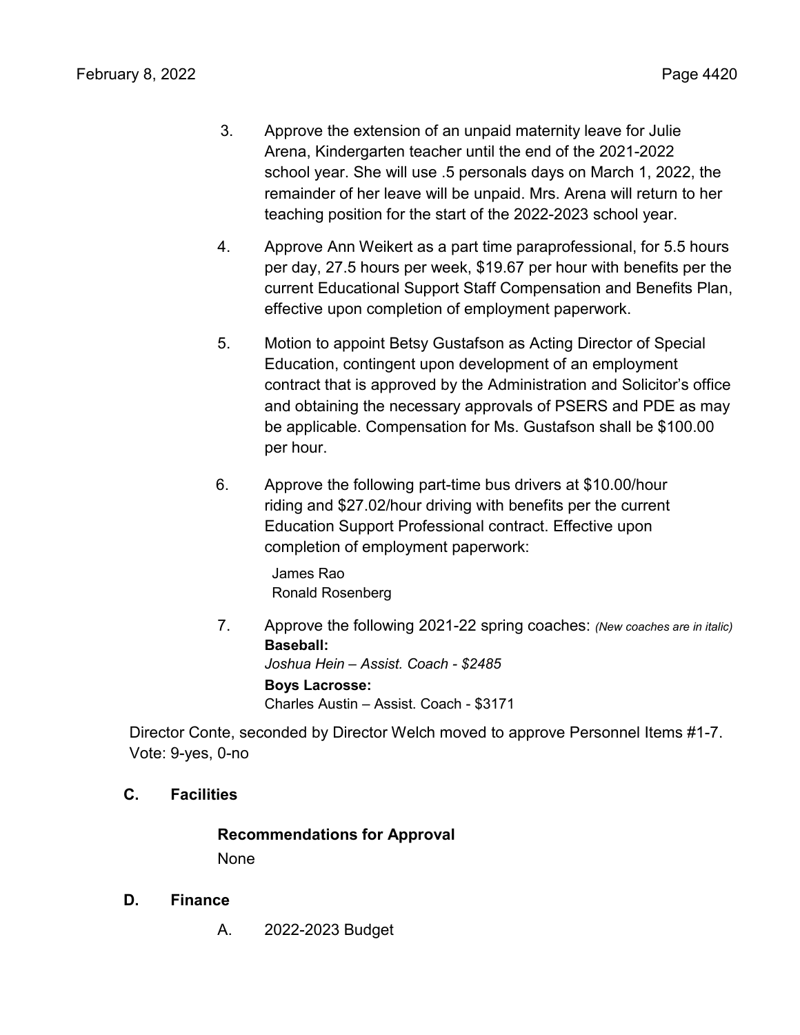3. Approve the extension of an unpaid maternity leave for Julie Arena, Kindergarten teacher until the end of the 2021-2022 school year. She will use .5 personals days on March 1, 2022, the remainder of her leave will be unpaid. Mrs. Arena will return to her teaching position for the start of the 2022-2023 school year.

4. Approve Ann Weikert as a part time paraprofessional, for 5.5 hours per day, 27.5 hours per week, $19.67 per hour with benefits per the current Educational Support Staff Compensation and Benefits Plan, effective upon completion of employment paperwork.

5. Motion to appoint Betsy Gustafson as Acting Director of Special Education, contingent upon development of an employment contract that is approved by the Administration and Solicitor's office and obtaining the necessary approvals of PSERS and PDE as may be applicable. Compensation for Ms. Gustafson shall be $100.00 per hour.

6. Approve the following part-time bus drivers at $10.00/hour riding and $27.02/hour driving with benefits per the current Education Support Professional contract. Effective upon completion of employment paperwork:

   James Rao
   Ronald Rosenberg

7. Approve the following 2021-22 spring coaches: *(New coaches are in italic)*
   **Baseball:**
   *Joshua Hein – Assist. Coach - $2485*
   **Boys Lacrosse:**
   Charles Austin – Assist. Coach - $3171

Director Conte, seconded by Director Welch moved to approve Personnel Items #1-7. Vote: 9-yes, 0-no

## C. Facilities

**Recommendations for Approval**

None

## D. Finance

A. 2022-2023 Budget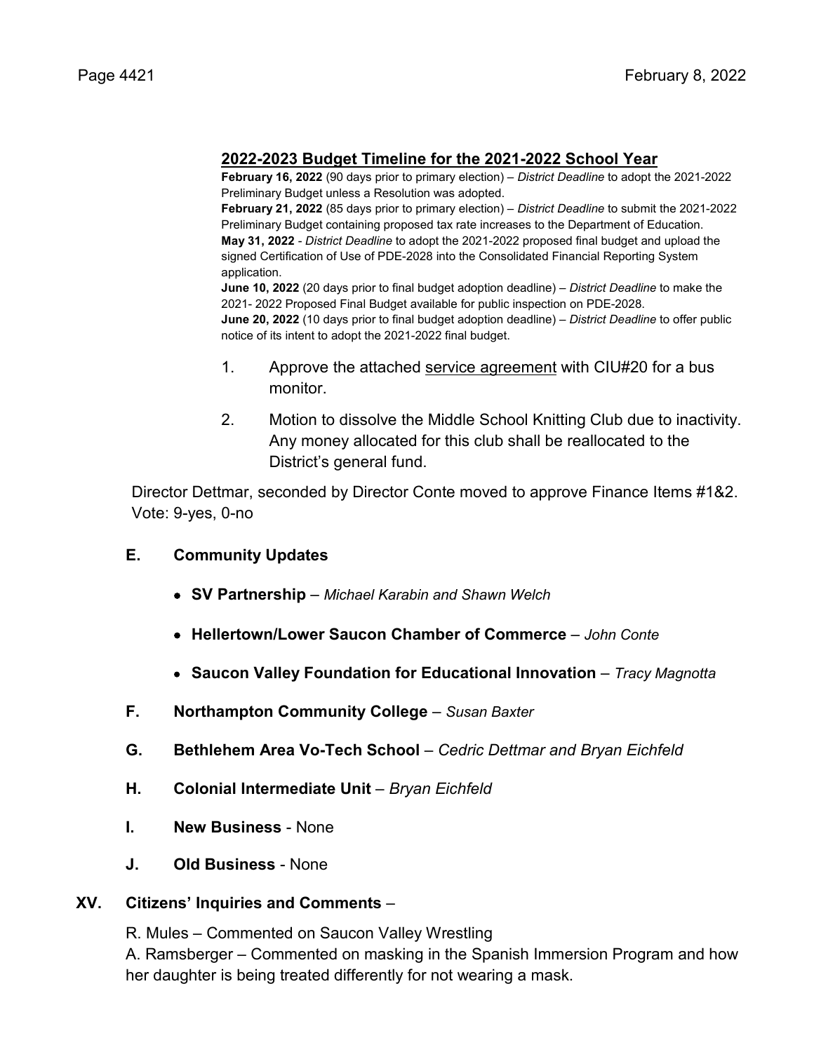**2022-2023 Budget Timeline for the 2021-2022 School Year**

**February 16, 2022** (90 days prior to primary election) – *District Deadline* to adopt the 2021-2022 Preliminary Budget unless a Resolution was adopted.
**February 21, 2022** (85 days prior to primary election) – *District Deadline* to submit the 2021-2022 Preliminary Budget containing proposed tax rate increases to the Department of Education.
**May 31, 2022** - *District Deadline* to adopt the 2021-2022 proposed final budget and upload the signed Certification of Use of PDE-2028 into the Consolidated Financial Reporting System application.
**June 10, 2022** (20 days prior to final budget adoption deadline) – *District Deadline* to make the 2021- 2022 Proposed Final Budget available for public inspection on PDE-2028.
**June 20, 2022** (10 days prior to final budget adoption deadline) – *District Deadline* to offer public notice of its intent to adopt the 2021-2022 final budget.

1. Approve the attached service agreement with CIU#20 for a bus monitor.
2. Motion to dissolve the Middle School Knitting Club due to inactivity. Any money allocated for this club shall be reallocated to the District's general fund.

Director Dettmar, seconded by Director Conte moved to approve Finance Items #1&2.
Vote: 9-yes, 0-no

**E. Community Updates**

- **SV Partnership** – *Michael Karabin and Shawn Welch*
- **Hellertown/Lower Saucon Chamber of Commerce** – *John Conte*
- **Saucon Valley Foundation for Educational Innovation** – *Tracy Magnotta*

**F. Northampton Community College** – *Susan Baxter*

**G. Bethlehem Area Vo-Tech School** – *Cedric Dettmar and Bryan Eichfeld*

**H. Colonial Intermediate Unit** – *Bryan Eichfeld*

**I. New Business** - None

**J. Old Business** - None

**XV. Citizens' Inquiries and Comments** –

R. Mules – Commented on Saucon Valley Wrestling
A. Ramsberger – Commented on masking in the Spanish Immersion Program and how her daughter is being treated differently for not wearing a mask.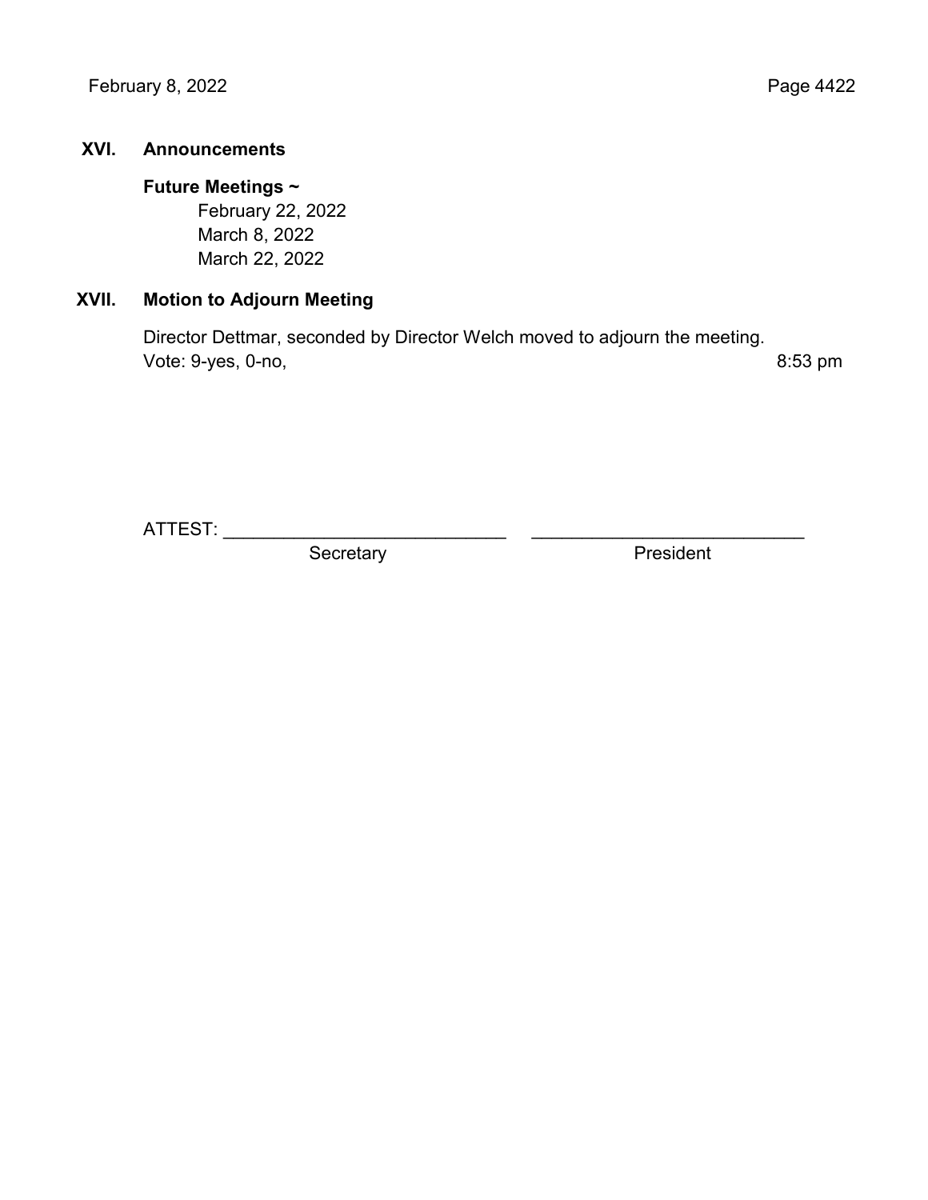## XVI. Announcements

**Future Meetings ~**

February 22, 2022
March 8, 2022
March 22, 2022

## XVII. Motion to Adjourn Meeting

Director Dettmar, seconded by Director Welch moved to adjourn the meeting.
Vote: 9-yes, 0-no, 8:53 pm

ATTEST: ____________________________ ____________________________

Secretary President